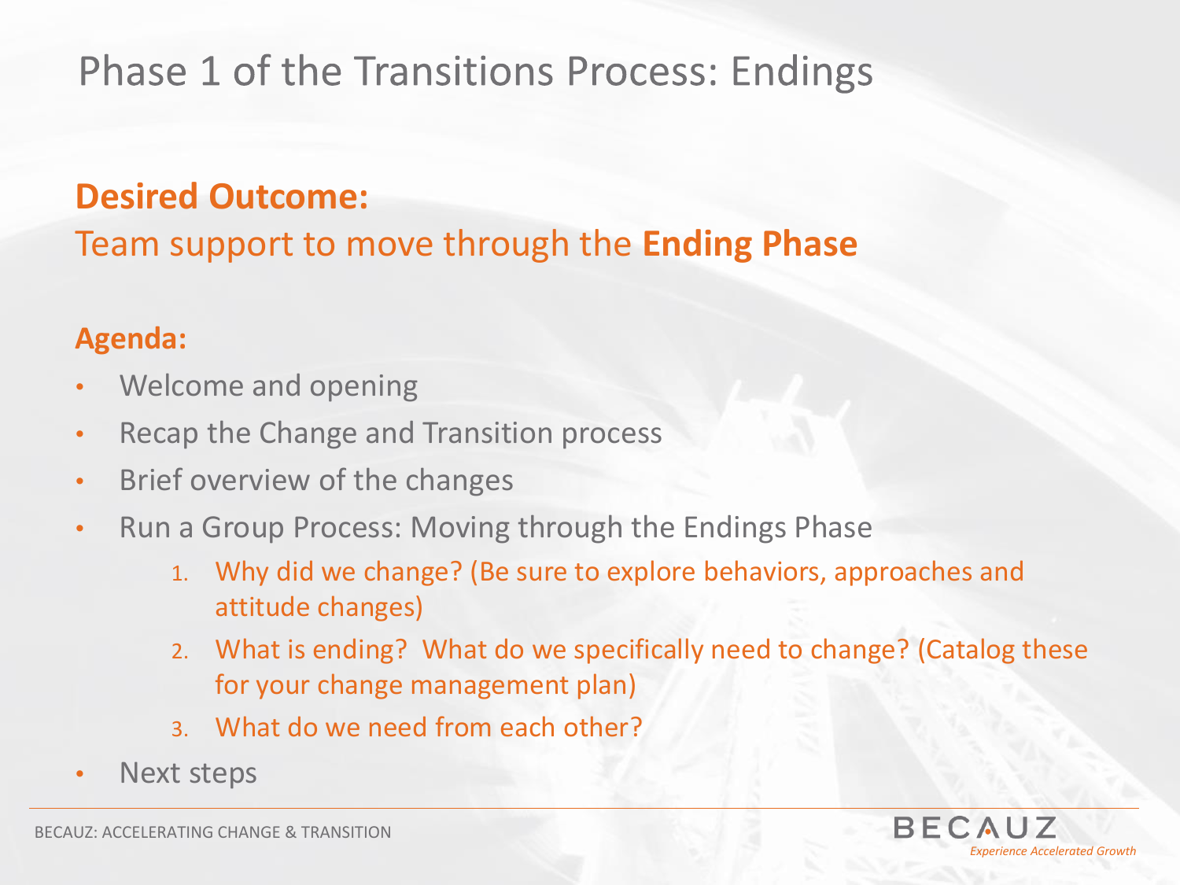# Phase 1 of the Transitions Process: Endings

**Desired Outcome:**

Team support to move through the **Ending Phase**

**Agenda:**

- Welcome and opening
- Recap the Change and Transition process
- Brief overview of the changes
- Run a Group Process: Moving through the Endings Phase
    1. Why did we change? (Be sure to explore behaviors, approaches and attitude changes)
    2. What is ending? What do we specifically need to change? (Catalog these for your change management plan)
    3. What do we need from each other?
- Next steps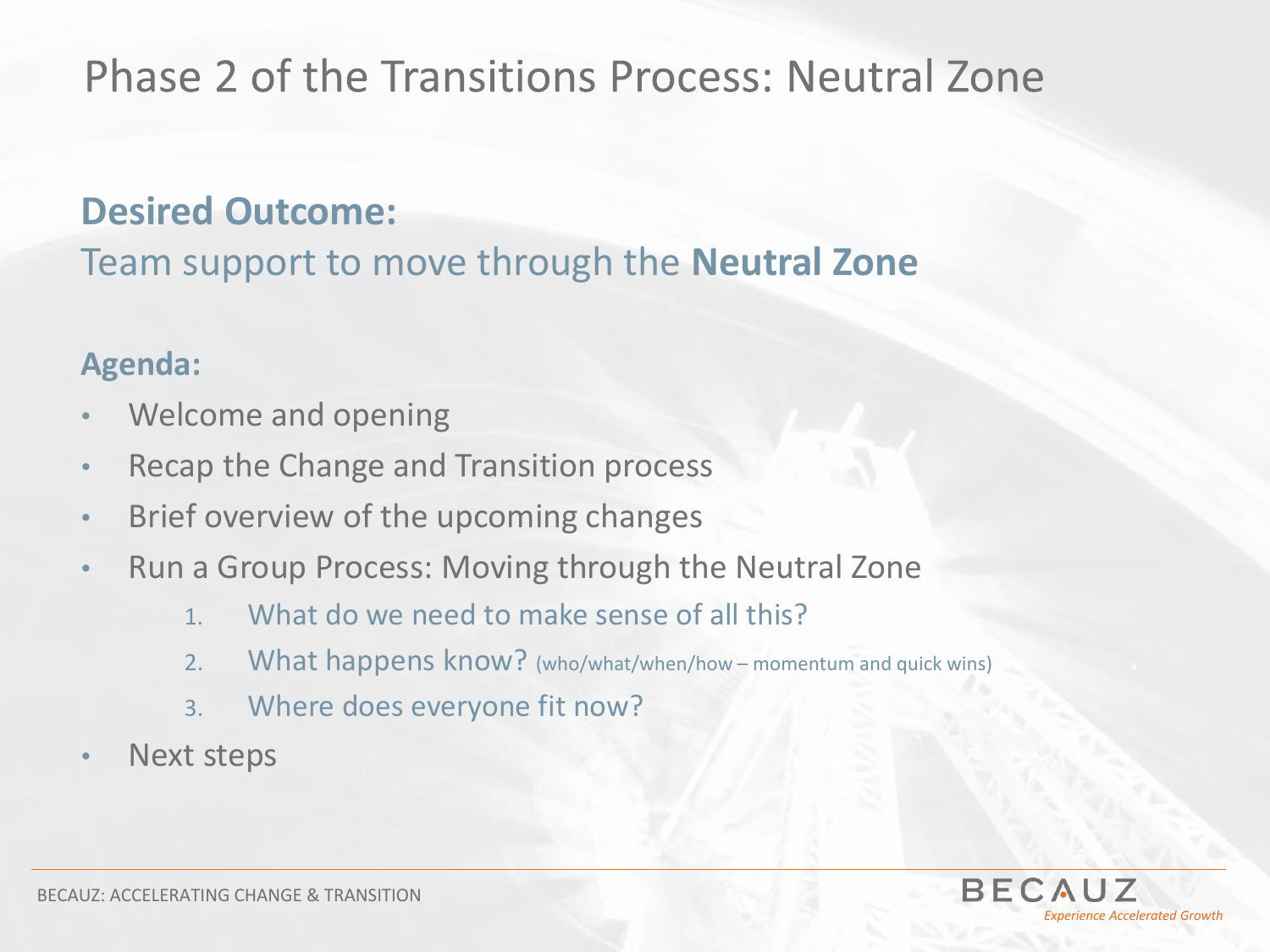# Phase 2 of the Transitions Process: Neutral Zone

## Desired Outcome:

Team support to move through the **Neutral Zone**

### Agenda:

- Welcome and opening
- Recap the Change and Transition process
- Brief overview of the upcoming changes
- Run a Group Process: Moving through the Neutral Zone
    1. What do we need to make sense of all this?
    2. What happens know? (who/what/when/how – momentum and quick wins)
    3. Where does everyone fit now?
- Next steps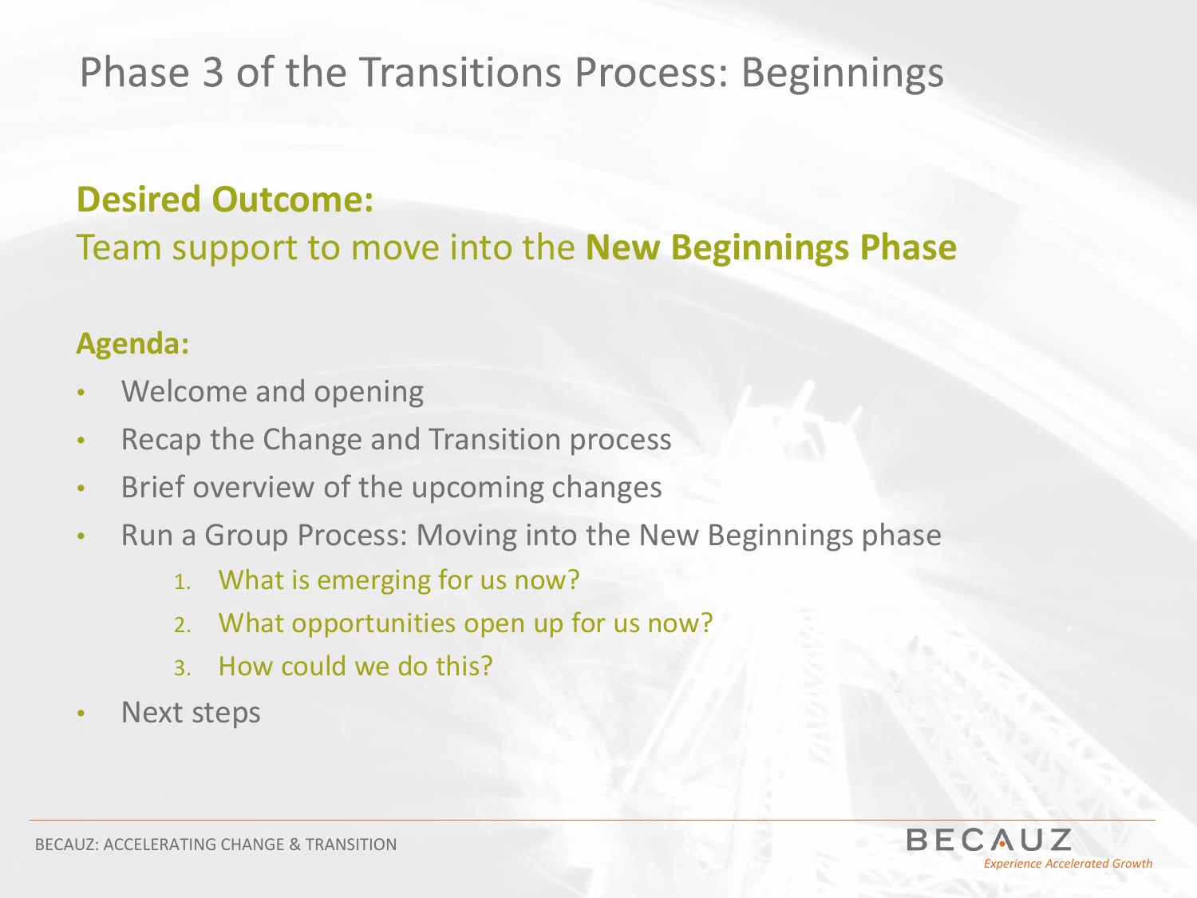# Phase 3 of the Transitions Process: Beginnings

## Desired Outcome:

Team support to move into the **New Beginnings Phase**

### Agenda:

- Welcome and opening
- Recap the Change and Transition process
- Brief overview of the upcoming changes
- Run a Group Process: Moving into the New Beginnings phase
    1. What is emerging for us now?
    2. What opportunities open up for us now?
    3. How could we do this?
- Next steps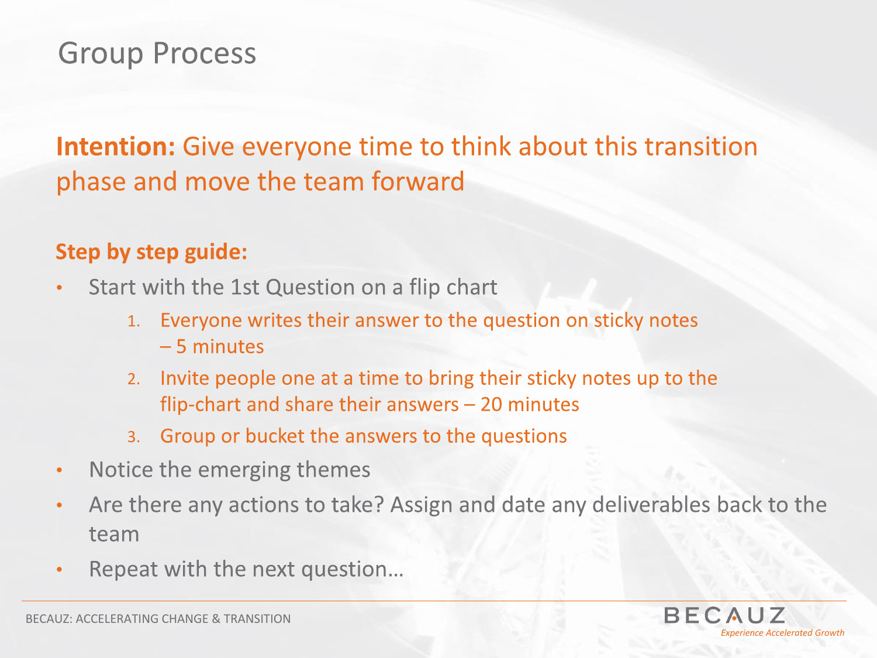# Group Process

**Intention:** Give everyone time to think about this transition phase and move the team forward

**Step by step guide:**

- Start with the 1st Question on a flip chart
    1. Everyone writes their answer to the question on sticky notes – 5 minutes
    2. Invite people one at a time to bring their sticky notes up to the flip-chart and share their answers – 20 minutes
    3. Group or bucket the answers to the questions
- Notice the emerging themes
- Are there any actions to take? Assign and date any deliverables back to the team
- Repeat with the next question…